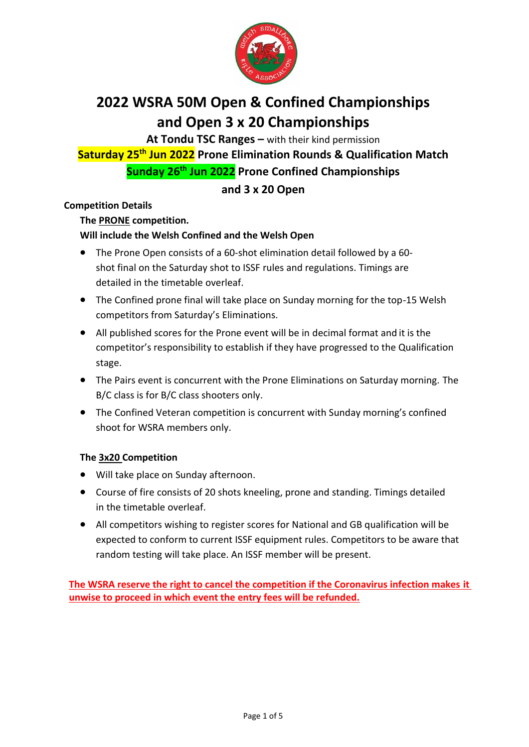# 2022 WSRA 50M Open & Confined Championships and Open 3 x 20 Championships

**At Tondu TSC Ranges –** with their kind permission

**Saturday 25th Jun 2022 Prone Elimination Rounds & Qualification Match**

**Sunday 26th Jun 2022 Prone Confined Championships**

**and 3 x 20 Open**

**Competition Details**

**The PRONE competition.**

**Will include the Welsh Confined and the Welsh Open**

- The Prone Open consists of a 60-shot elimination detail followed by a 60-shot final on the Saturday shot to ISSF rules and regulations. Timings are detailed in the timetable overleaf.
- The Confined prone final will take place on Sunday morning for the top-15 Welsh competitors from Saturday's Eliminations.
- All published scores for the Prone event will be in decimal format and it is the competitor's responsibility to establish if they have progressed to the Qualification stage.
- The Pairs event is concurrent with the Prone Eliminations on Saturday morning. The B/C class is for B/C class shooters only.
- The Confined Veteran competition is concurrent with Sunday morning's confined shoot for WSRA members only.

**The 3x20 Competition**

- Will take place on Sunday afternoon.
- Course of fire consists of 20 shots kneeling, prone and standing. Timings detailed in the timetable overleaf.
- All competitors wishing to register scores for National and GB qualification will be expected to conform to current ISSF equipment rules. Competitors to be aware that random testing will take place. An ISSF member will be present.

**The WSRA reserve the right to cancel the competition if the Coronavirus infection makes it unwise to proceed in which event the entry fees will be refunded.**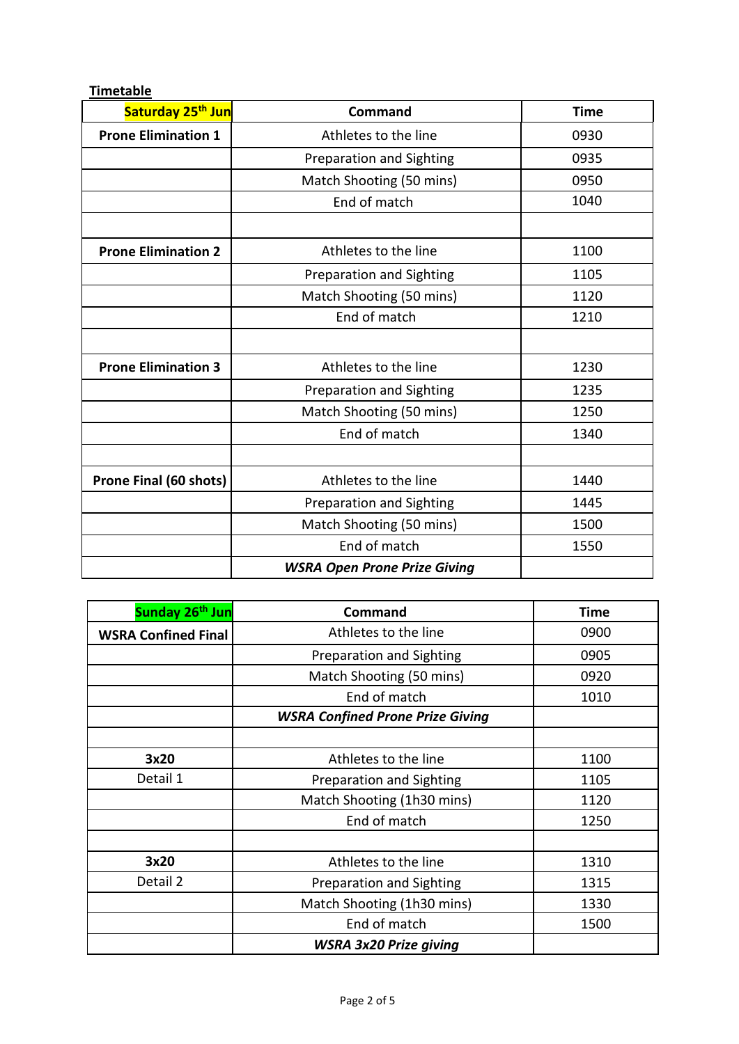**Timetable**

| Saturday 25th Jun | Command | Time |
|---|---|---|
| **Prone Elimination 1** | Athletes to the line | 0930 |
| | Preparation and Sighting | 0935 |
| | Match Shooting (50 mins) | 0950 |
| | End of match | 1040 |
| | | |
| **Prone Elimination 2** | Athletes to the line | 1100 |
| | Preparation and Sighting | 1105 |
| | Match Shooting (50 mins) | 1120 |
| | End of match | 1210 |
| | | |
| **Prone Elimination 3** | Athletes to the line | 1230 |
| | Preparation and Sighting | 1235 |
| | Match Shooting (50 mins) | 1250 |
| | End of match | 1340 |
| | | |
| **Prone Final (60 shots)** | Athletes to the line | 1440 |
| | Preparation and Sighting | 1445 |
| | Match Shooting (50 mins) | 1500 |
| | End of match | 1550 |
| | ***WSRA Open Prone Prize Giving*** | |

| Sunday 26th Jun | Command | Time |
|---|---|---|
| **WSRA Confined Final** | Athletes to the line | 0900 |
| | Preparation and Sighting | 0905 |
| | Match Shooting (50 mins) | 0920 |
| | End of match | 1010 |
| | ***WSRA Confined Prone Prize Giving*** | |
| | | |
| **3x20** Detail 1 | Athletes to the line | 1100 |
| | Preparation and Sighting | 1105 |
| | Match Shooting (1h30 mins) | 1120 |
| | End of match | 1250 |
| | | |
| **3x20** Detail 2 | Athletes to the line | 1310 |
| | Preparation and Sighting | 1315 |
| | Match Shooting (1h30 mins) | 1330 |
| | End of match | 1500 |
| | ***WSRA 3x20 Prize giving*** | |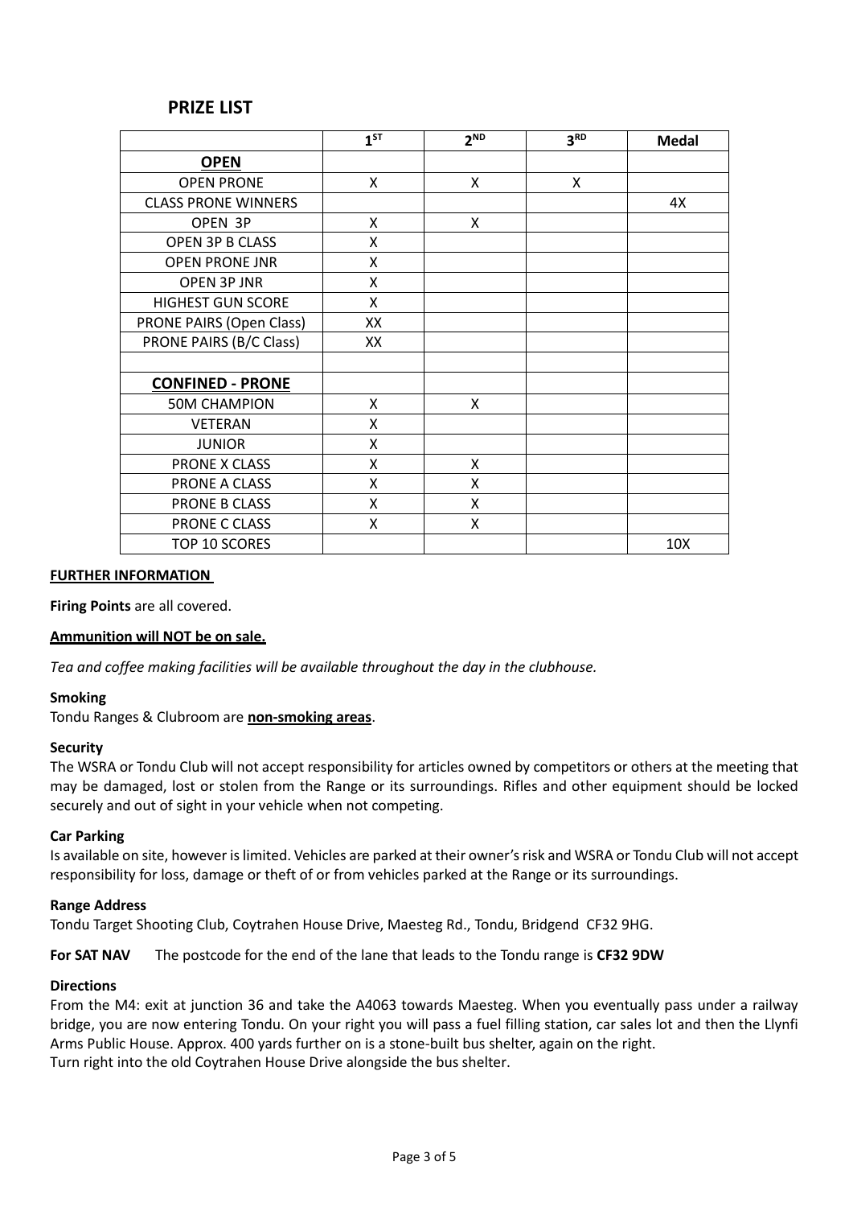## PRIZE LIST

| | 1ST | 2ND | 3RD | Medal |
|---|---|---|---|---|
| **OPEN** | | | | |
| OPEN PRONE | X | X | X | |
| CLASS PRONE WINNERS | | | | 4X |
| OPEN 3P | X | X | | |
| OPEN 3P B CLASS | X | | | |
| OPEN PRONE JNR | X | | | |
| OPEN 3P JNR | X | | | |
| HIGHEST GUN SCORE | X | | | |
| PRONE PAIRS (Open Class) | XX | | | |
| PRONE PAIRS (B/C Class) | XX | | | |
| | | | | |
| **CONFINED - PRONE** | | | | |
| 50M CHAMPION | X | X | | |
| VETERAN | X | | | |
| JUNIOR | X | | | |
| PRONE X CLASS | X | X | | |
| PRONE A CLASS | X | X | | |
| PRONE B CLASS | X | X | | |
| PRONE C CLASS | X | X | | |
| TOP 10 SCORES | | | | 10X |

**FURTHER INFORMATION**

**Firing Points** are all covered.

**Ammunition will NOT be on sale.**

*Tea and coffee making facilities will be available throughout the day in the clubhouse.*

**Smoking**

Tondu Ranges & Clubroom are **non-smoking areas**.

**Security**

The WSRA or Tondu Club will not accept responsibility for articles owned by competitors or others at the meeting that may be damaged, lost or stolen from the Range or its surroundings. Rifles and other equipment should be locked securely and out of sight in your vehicle when not competing.

**Car Parking**

Is available on site, however is limited. Vehicles are parked at their owner's risk and WSRA or Tondu Club will not accept responsibility for loss, damage or theft of or from vehicles parked at the Range or its surroundings.

**Range Address**

Tondu Target Shooting Club, Coytrahen House Drive, Maesteg Rd., Tondu, Bridgend CF32 9HG.

**For SAT NAV** The postcode for the end of the lane that leads to the Tondu range is **CF32 9DW**

**Directions**

From the M4: exit at junction 36 and take the A4063 towards Maesteg. When you eventually pass under a railway bridge, you are now entering Tondu. On your right you will pass a fuel filling station, car sales lot and then the Llynfi Arms Public House. Approx. 400 yards further on is a stone-built bus shelter, again on the right.
Turn right into the old Coytrahen House Drive alongside the bus shelter.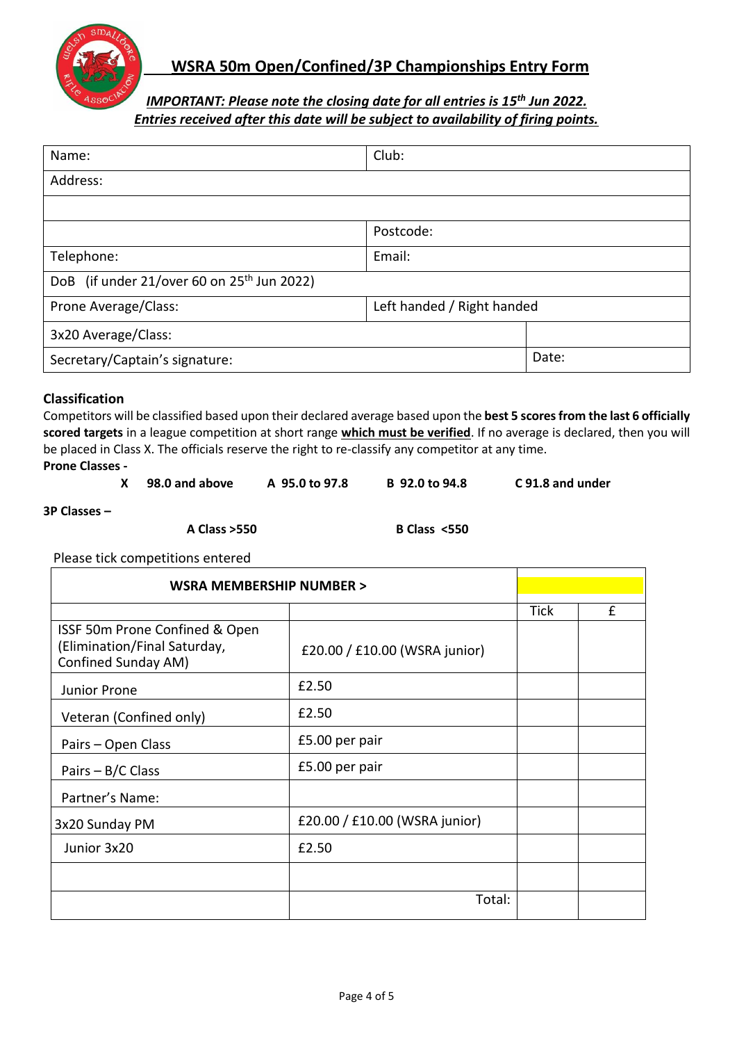# WSRA 50m Open/Confined/3P Championships Entry Form

***IMPORTANT: Please note the closing date for all entries is 15th Jun 2022. Entries received after this date will be subject to availability of firing points.***

| Name: | Club: | |
|---|---|---|
| Address: | | |
| | | |
| | Postcode: | |
| Telephone: | Email: | |
| DoB (if under 21/over 60 on 25th Jun 2022) | | |
| Prone Average/Class: | Left handed / Right handed | |
| 3x20 Average/Class: | | |
| Secretary/Captain's signature: | | Date: |

### Classification

Competitors will be classified based upon their declared average based upon the **best 5 scores from the last 6 officially scored targets** in a league competition at short range **which must be verified**. If no average is declared, then you will be placed in Class X. The officials reserve the right to re-classify any competitor at any time.

**Prone Classes -**

**X 98.0 and above** | **A 95.0 to 97.8** | **B 92.0 to 94.8** | **C 91.8 and under**

**3P Classes –**

**A Class >550** | **B Class <550**

Please tick competitions entered

| WSRA MEMBERSHIP NUMBER > | | | |
|---|---|---|---|
| | | Tick | £ |
| ISSF 50m Prone Confined & Open (Elimination/Final Saturday, Confined Sunday AM) | £20.00 / £10.00 (WSRA junior) | | |
| Junior Prone | £2.50 | | |
| Veteran (Confined only) | £2.50 | | |
| Pairs – Open Class | £5.00 per pair | | |
| Pairs – B/C Class | £5.00 per pair | | |
| Partner's Name: | | | |
| 3x20 Sunday PM | £20.00 / £10.00 (WSRA junior) | | |
| Junior 3x20 | £2.50 | | |
| | | | |
| | Total: | | |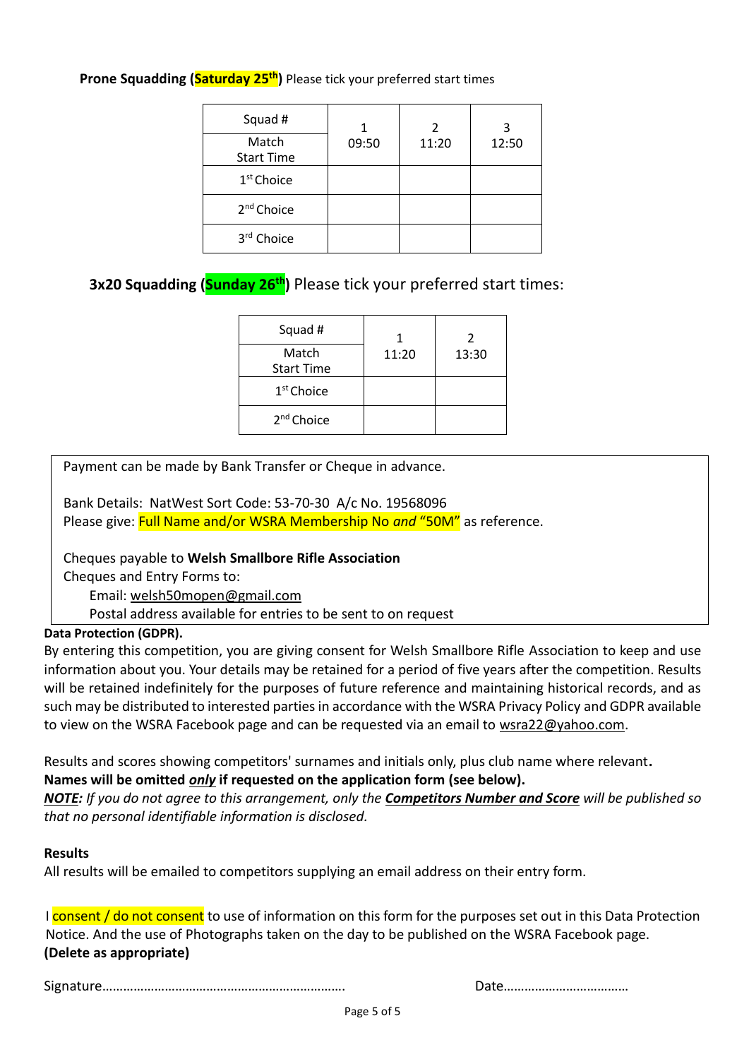**Prone Squadding (Saturday 25th)** Please tick your preferred start times

| Squad # / Match Start Time | 1 09:50 | 2 11:20 | 3 12:50 |
|---|---|---|---|
| 1st Choice | | | |
| 2nd Choice | | | |
| 3rd Choice | | | |

**3x20 Squadding (Sunday 26th)** Please tick your preferred start times:

| Squad # / Match Start Time | 1 11:20 | 2 13:30 |
|---|---|---|
| 1st Choice | | |
| 2nd Choice | | |

Payment can be made by Bank Transfer or Cheque in advance.

Bank Details: NatWest Sort Code: 53-70-30 A/c No. 19568096
Please give: Full Name and/or WSRA Membership No *and* "50M" as reference.

Cheques payable to **Welsh Smallbore Rifle Association**
Cheques and Entry Forms to:
Email: welsh50mopen@gmail.com
Postal address available for entries to be sent to on request

**Data Protection (GDPR).**

By entering this competition, you are giving consent for Welsh Smallbore Rifle Association to keep and use information about you. Your details may be retained for a period of five years after the competition. Results will be retained indefinitely for the purposes of future reference and maintaining historical records, and as such may be distributed to interested parties in accordance with the WSRA Privacy Policy and GDPR available to view on the WSRA Facebook page and can be requested via an email to wsra22@yahoo.com.

Results and scores showing competitors' surnames and initials only, plus club name where relevant.
**Names will be omitted *only* if requested on the application form (see below).**
***NOTE:*** *If you do not agree to this arrangement, only the **Competitors Number and Score** will be published so that no personal identifiable information is disclosed.*

**Results**

All results will be emailed to competitors supplying an email address on their entry form.

I consent / do not consent to use of information on this form for the purposes set out in this Data Protection Notice. And the use of Photographs taken on the day to be published on the WSRA Facebook page.
**(Delete as appropriate)**

Signature……………………………………………………………. Date………………………………